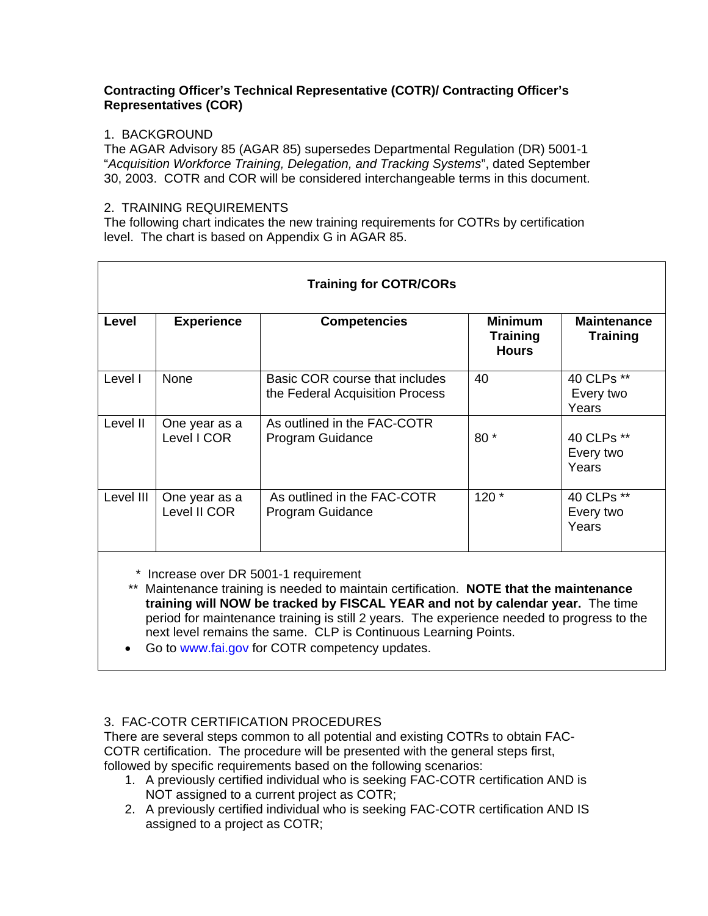**Contracting Officer's Technical Representative (COTR)/ Contracting Officer's Representatives (COR)**

1. BACKGROUND

The AGAR Advisory 85 (AGAR 85) supersedes Departmental Regulation (DR) 5001-1 "*Acquisition Workforce Training, Delegation, and Tracking Systems*", dated September 30, 2003. COTR and COR will be considered interchangeable terms in this document.

2. TRAINING REQUIREMENTS

The following chart indicates the new training requirements for COTRs by certification level. The chart is based on Appendix G in AGAR 85.

**Training for COTR/CORs**

| Level | Experience | Competencies | Minimum Training Hours | Maintenance Training |
|---|---|---|---|---|
| Level I | None | Basic COR course that includes the Federal Acquisition Process | 40 | 40 CLPs ** Every two Years |
| Level II | One year as a Level I COR | As outlined in the FAC-COTR Program Guidance | 80 * | 40 CLPs ** Every two Years |
| Level III | One year as a Level II COR | As outlined in the FAC-COTR Program Guidance | 120 * | 40 CLPs ** Every two Years |

\* Increase over DR 5001-1 requirement

** Maintenance training is needed to maintain certification. **NOTE that the maintenance training will NOW be tracked by FISCAL YEAR and not by calendar year.** The time period for maintenance training is still 2 years. The experience needed to progress to the next level remains the same. CLP is Continuous Learning Points.

- Go to www.fai.gov for COTR competency updates.

3. FAC-COTR CERTIFICATION PROCEDURES

There are several steps common to all potential and existing COTRs to obtain FAC-COTR certification. The procedure will be presented with the general steps first, followed by specific requirements based on the following scenarios:

1. A previously certified individual who is seeking FAC-COTR certification AND is NOT assigned to a current project as COTR;
2. A previously certified individual who is seeking FAC-COTR certification AND IS assigned to a project as COTR;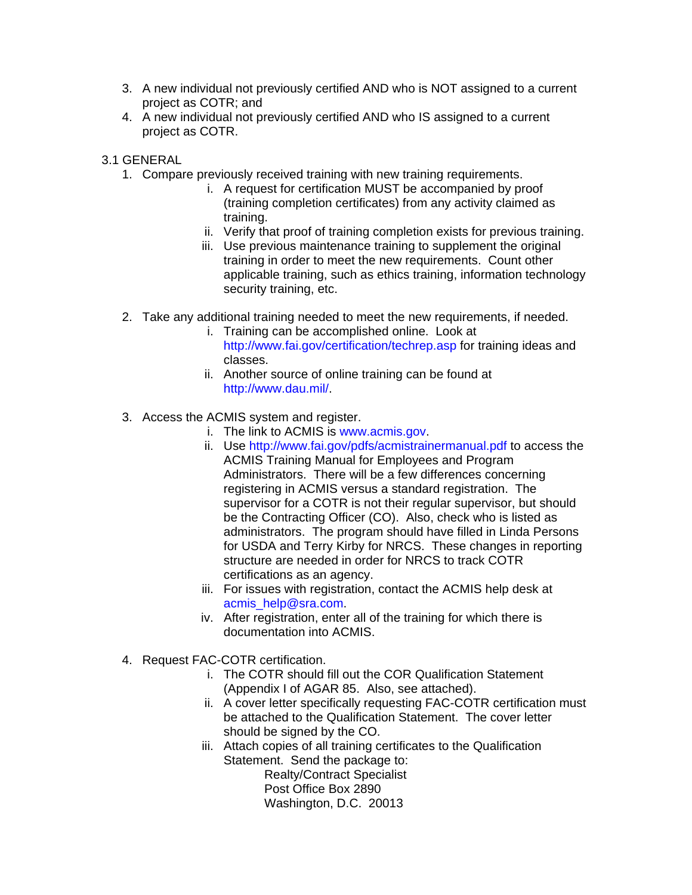3. A new individual not previously certified AND who is NOT assigned to a current project as COTR; and
4. A new individual not previously certified AND who IS assigned to a current project as COTR.

3.1 GENERAL

1. Compare previously received training with new training requirements.
   i. A request for certification MUST be accompanied by proof (training completion certificates) from any activity claimed as training.
   ii. Verify that proof of training completion exists for previous training.
   iii. Use previous maintenance training to supplement the original training in order to meet the new requirements. Count other applicable training, such as ethics training, information technology security training, etc.

2. Take any additional training needed to meet the new requirements, if needed.
   i. Training can be accomplished online. Look at http://www.fai.gov/certification/techrep.asp for training ideas and classes.
   ii. Another source of online training can be found at http://www.dau.mil/.

3. Access the ACMIS system and register.
   i. The link to ACMIS is www.acmis.gov.
   ii. Use http://www.fai.gov/pdfs/acmistrainermanual.pdf to access the ACMIS Training Manual for Employees and Program Administrators. There will be a few differences concerning registering in ACMIS versus a standard registration. The supervisor for a COTR is not their regular supervisor, but should be the Contracting Officer (CO). Also, check who is listed as administrators. The program should have filled in Linda Persons for USDA and Terry Kirby for NRCS. These changes in reporting structure are needed in order for NRCS to track COTR certifications as an agency.
   iii. For issues with registration, contact the ACMIS help desk at acmis_help@sra.com.
   iv. After registration, enter all of the training for which there is documentation into ACMIS.

4. Request FAC-COTR certification.
   i. The COTR should fill out the COR Qualification Statement (Appendix I of AGAR 85. Also, see attached).
   ii. A cover letter specifically requesting FAC-COTR certification must be attached to the Qualification Statement. The cover letter should be signed by the CO.
   iii. Attach copies of all training certificates to the Qualification Statement. Send the package to:

      Realty/Contract Specialist
      Post Office Box 2890
      Washington, D.C. 20013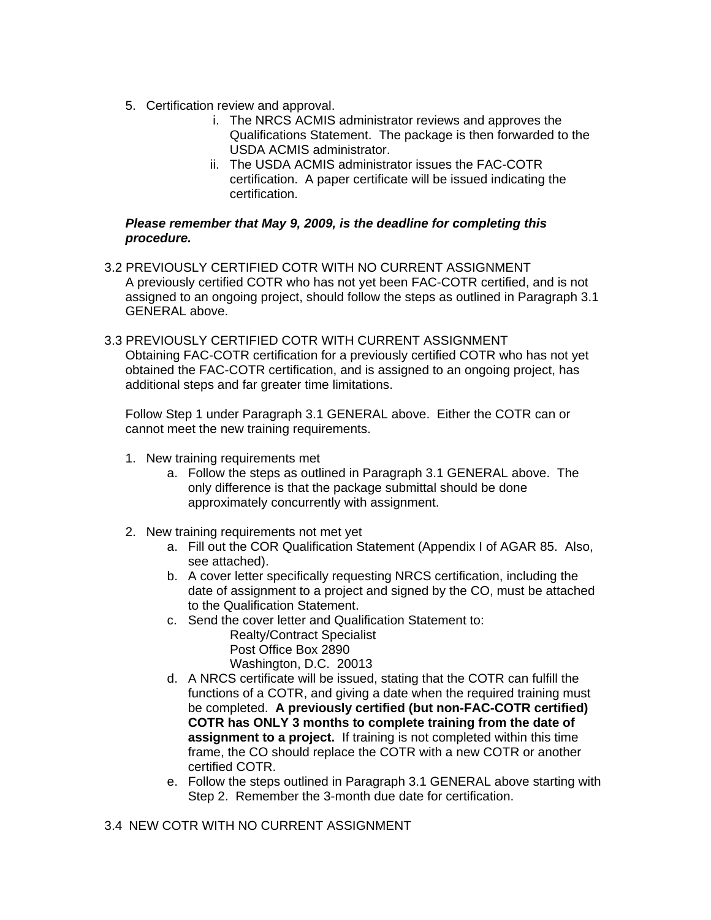5. Certification review and approval.
    i. The NRCS ACMIS administrator reviews and approves the Qualifications Statement. The package is then forwarded to the USDA ACMIS administrator.
    ii. The USDA ACMIS administrator issues the FAC-COTR certification. A paper certificate will be issued indicating the certification.

***Please remember that May 9, 2009, is the deadline for completing this procedure.***

3.2 PREVIOUSLY CERTIFIED COTR WITH NO CURRENT ASSIGNMENT

A previously certified COTR who has not yet been FAC-COTR certified, and is not assigned to an ongoing project, should follow the steps as outlined in Paragraph 3.1 GENERAL above.

3.3 PREVIOUSLY CERTIFIED COTR WITH CURRENT ASSIGNMENT

Obtaining FAC-COTR certification for a previously certified COTR who has not yet obtained the FAC-COTR certification, and is assigned to an ongoing project, has additional steps and far greater time limitations.

Follow Step 1 under Paragraph 3.1 GENERAL above. Either the COTR can or cannot meet the new training requirements.

1. New training requirements met
    a. Follow the steps as outlined in Paragraph 3.1 GENERAL above. The only difference is that the package submittal should be done approximately concurrently with assignment.

2. New training requirements not met yet
    a. Fill out the COR Qualification Statement (Appendix I of AGAR 85. Also, see attached).
    b. A cover letter specifically requesting NRCS certification, including the date of assignment to a project and signed by the CO, must be attached to the Qualification Statement.
    c. Send the cover letter and Qualification Statement to:

        Realty/Contract Specialist
        Post Office Box 2890
        Washington, D.C. 20013
    d. A NRCS certificate will be issued, stating that the COTR can fulfill the functions of a COTR, and giving a date when the required training must be completed. **A previously certified (but non-FAC-COTR certified) COTR has ONLY 3 months to complete training from the date of assignment to a project.** If training is not completed within this time frame, the CO should replace the COTR with a new COTR or another certified COTR.
    e. Follow the steps outlined in Paragraph 3.1 GENERAL above starting with Step 2. Remember the 3-month due date for certification.

3.4 NEW COTR WITH NO CURRENT ASSIGNMENT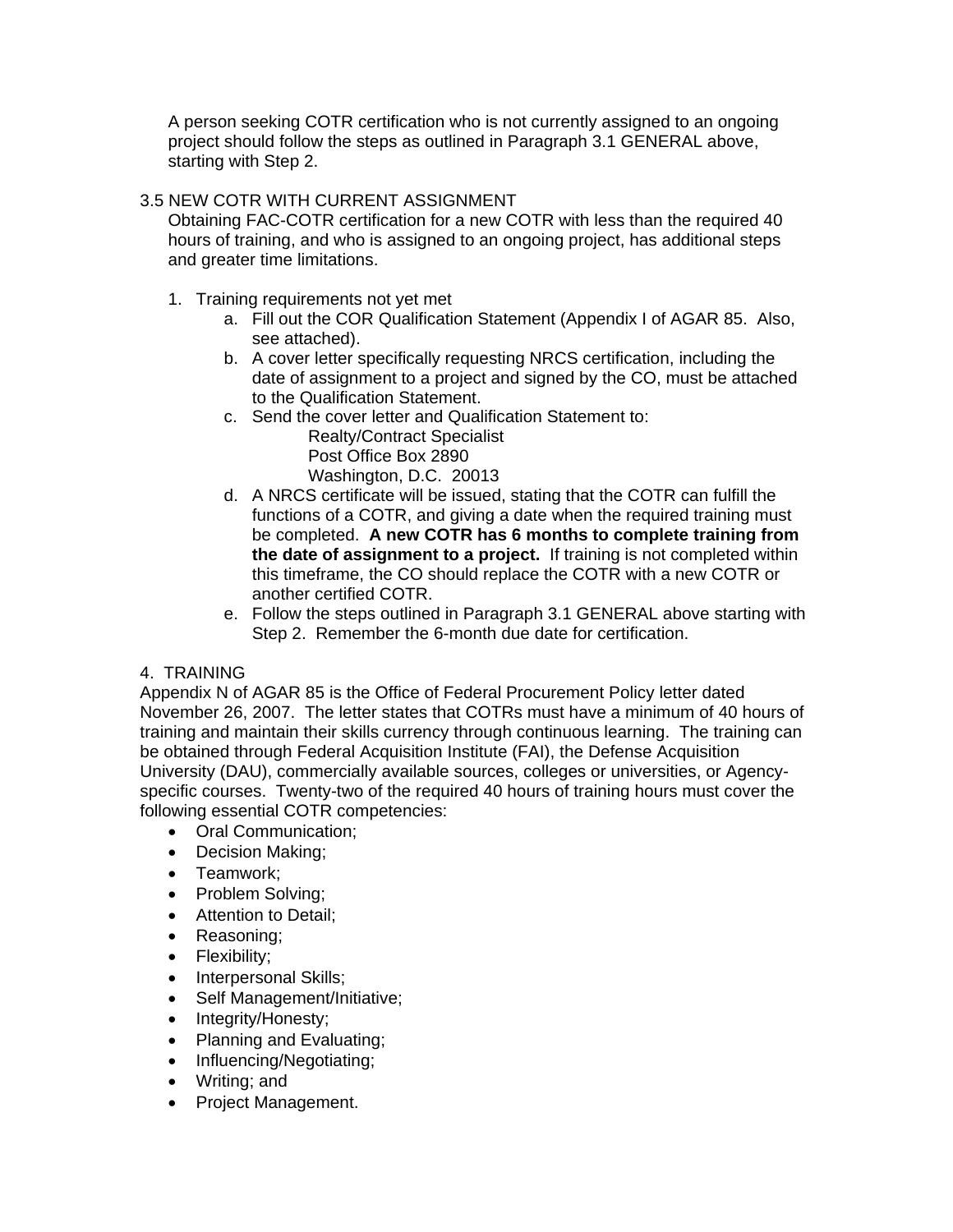A person seeking COTR certification who is not currently assigned to an ongoing project should follow the steps as outlined in Paragraph 3.1 GENERAL above, starting with Step 2.

## 3.5 NEW COTR WITH CURRENT ASSIGNMENT

Obtaining FAC-COTR certification for a new COTR with less than the required 40 hours of training, and who is assigned to an ongoing project, has additional steps and greater time limitations.

1. Training requirements not yet met
   a. Fill out the COR Qualification Statement (Appendix I of AGAR 85. Also, see attached).
   b. A cover letter specifically requesting NRCS certification, including the date of assignment to a project and signed by the CO, must be attached to the Qualification Statement.
   c. Send the cover letter and Qualification Statement to:
      Realty/Contract Specialist
      Post Office Box 2890
      Washington, D.C. 20013
   d. A NRCS certificate will be issued, stating that the COTR can fulfill the functions of a COTR, and giving a date when the required training must be completed. **A new COTR has 6 months to complete training from the date of assignment to a project.** If training is not completed within this timeframe, the CO should replace the COTR with a new COTR or another certified COTR.
   e. Follow the steps outlined in Paragraph 3.1 GENERAL above starting with Step 2. Remember the 6-month due date for certification.

## 4. TRAINING

Appendix N of AGAR 85 is the Office of Federal Procurement Policy letter dated November 26, 2007. The letter states that COTRs must have a minimum of 40 hours of training and maintain their skills currency through continuous learning. The training can be obtained through Federal Acquisition Institute (FAI), the Defense Acquisition University (DAU), commercially available sources, colleges or universities, or Agency-specific courses. Twenty-two of the required 40 hours of training hours must cover the following essential COTR competencies:

- Oral Communication;
- Decision Making;
- Teamwork;
- Problem Solving;
- Attention to Detail;
- Reasoning;
- Flexibility;
- Interpersonal Skills;
- Self Management/Initiative;
- Integrity/Honesty;
- Planning and Evaluating;
- Influencing/Negotiating;
- Writing; and
- Project Management.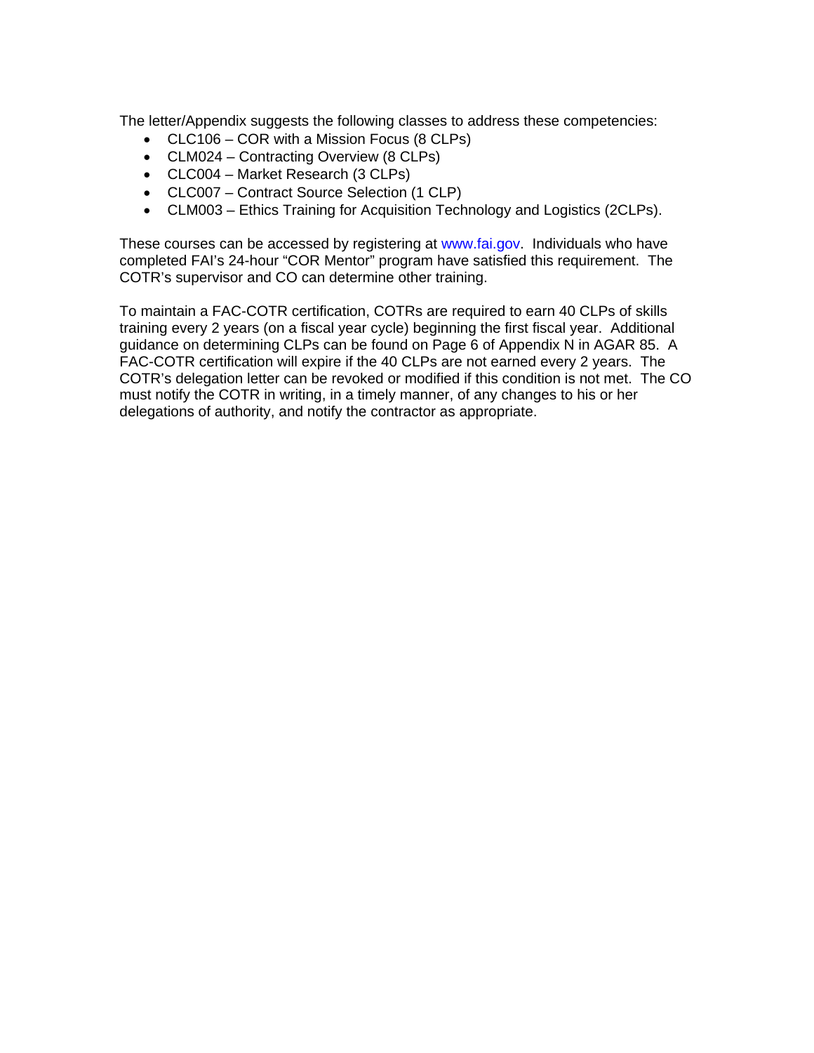The letter/Appendix suggests the following classes to address these competencies:

- CLC106 – COR with a Mission Focus (8 CLPs)
- CLM024 – Contracting Overview (8 CLPs)
- CLC004 – Market Research (3 CLPs)
- CLC007 – Contract Source Selection (1 CLP)
- CLM003 – Ethics Training for Acquisition Technology and Logistics (2CLPs).

These courses can be accessed by registering at www.fai.gov. Individuals who have completed FAI's 24-hour "COR Mentor" program have satisfied this requirement. The COTR's supervisor and CO can determine other training.

To maintain a FAC-COTR certification, COTRs are required to earn 40 CLPs of skills training every 2 years (on a fiscal year cycle) beginning the first fiscal year. Additional guidance on determining CLPs can be found on Page 6 of Appendix N in AGAR 85. A FAC-COTR certification will expire if the 40 CLPs are not earned every 2 years. The COTR's delegation letter can be revoked or modified if this condition is not met. The CO must notify the COTR in writing, in a timely manner, of any changes to his or her delegations of authority, and notify the contractor as appropriate.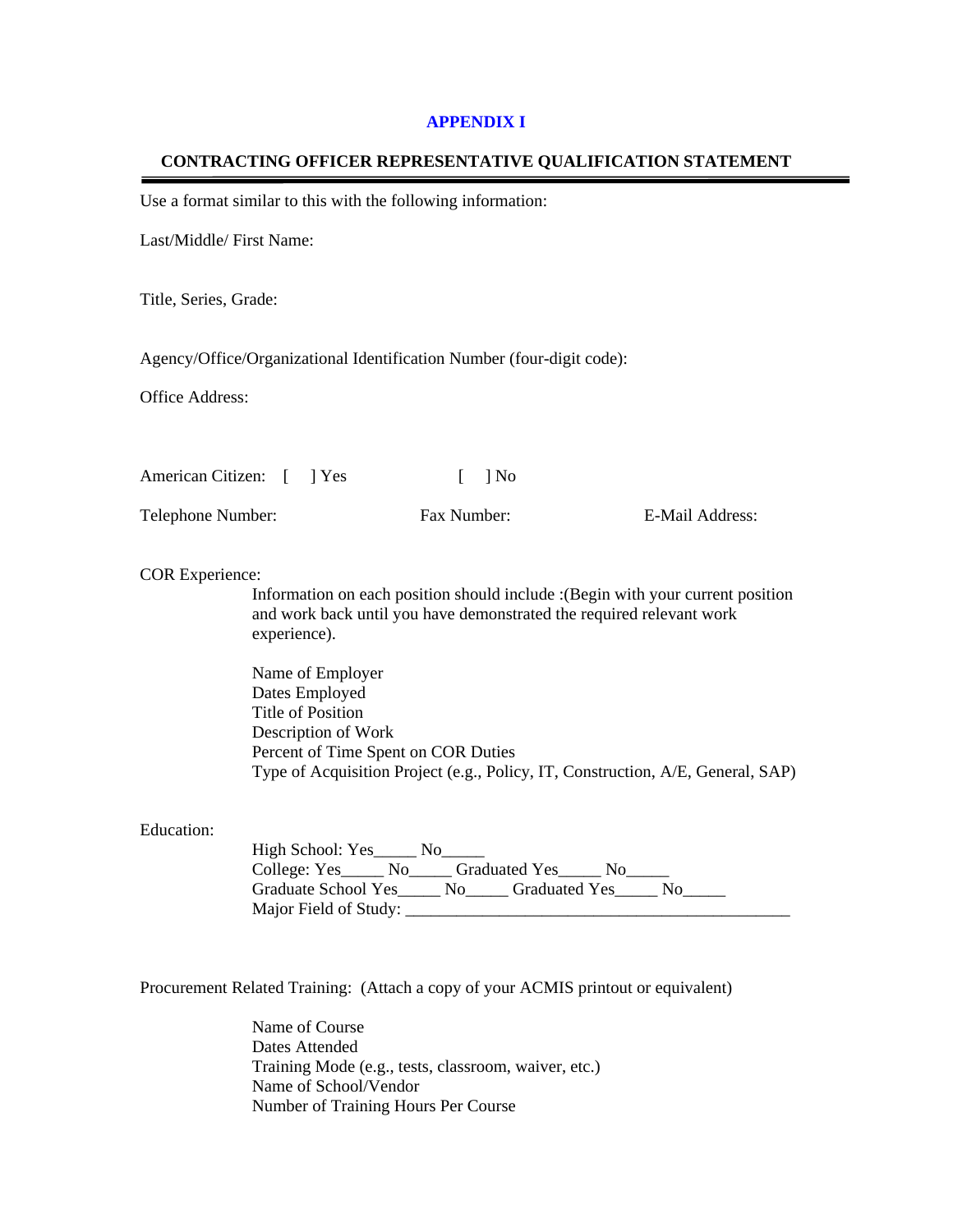## APPENDIX I

### CONTRACTING OFFICER REPRESENTATIVE QUALIFICATION STATEMENT

Use a format similar to this with the following information:

Last/Middle/ First Name:

Title, Series, Grade:

Agency/Office/Organizational Identification Number (four-digit code):

Office Address:

American Citizen: [ ] Yes [ ] No

Telephone Number: Fax Number: E-Mail Address:

COR Experience:

Information on each position should include :(Begin with your current position and work back until you have demonstrated the required relevant work experience).

Name of Employer
Dates Employed
Title of Position
Description of Work
Percent of Time Spent on COR Duties
Type of Acquisition Project (e.g., Policy, IT, Construction, A/E, General, SAP)

Education:

High School: Yes_____ No_____
College: Yes_____ No_____ Graduated Yes_____ No_____
Graduate School Yes_____ No_____ Graduated Yes_____ No_____
Major Field of Study: _______________________________________________

Procurement Related Training: (Attach a copy of your ACMIS printout or equivalent)

Name of Course
Dates Attended
Training Mode (e.g., tests, classroom, waiver, etc.)
Name of School/Vendor
Number of Training Hours Per Course